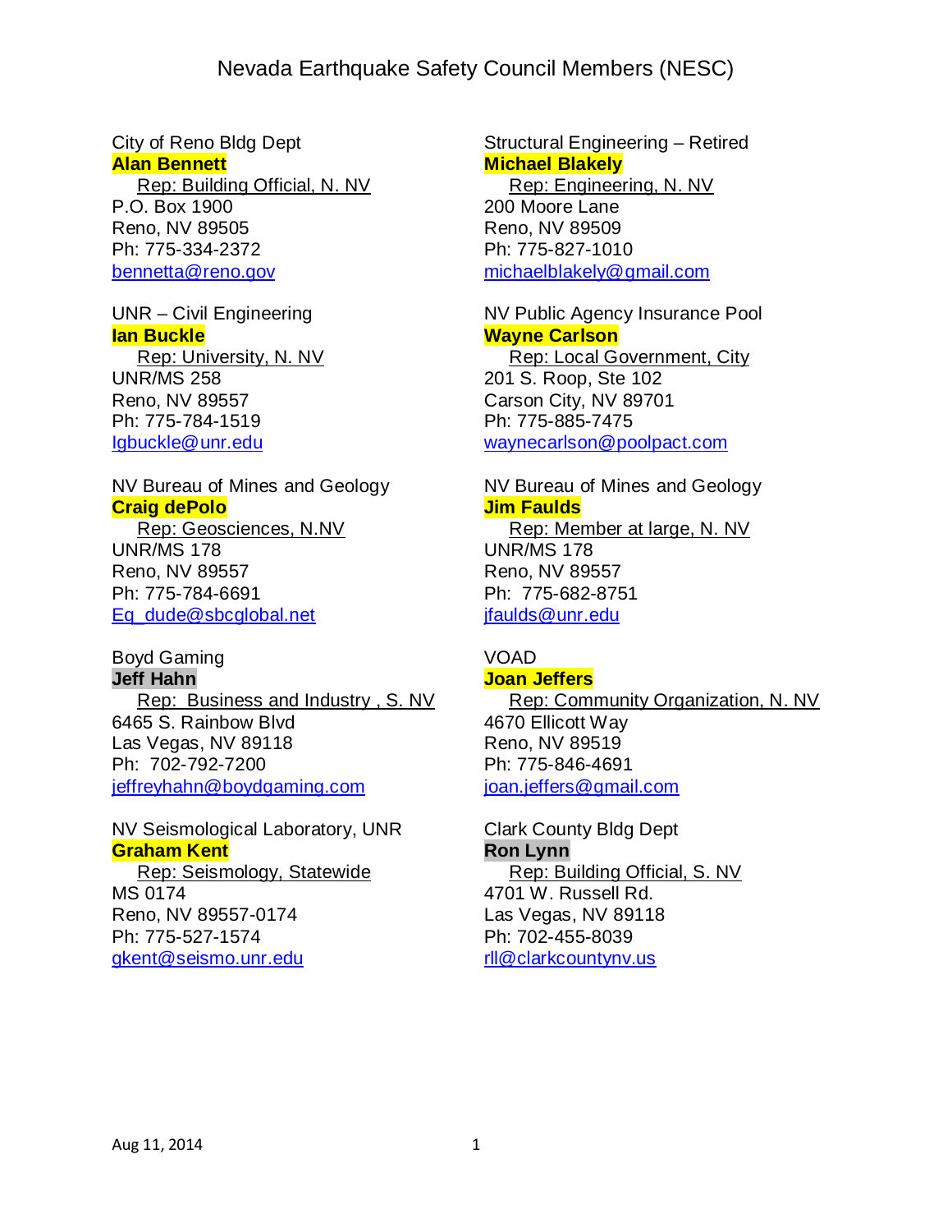# Nevada Earthquake Safety Council Members (NESC)

City of Reno Bldg Dept
**Alan Bennett**
Rep: Building Official, N. NV
P.O. Box 1900
Reno, NV 89505
Ph: 775-334-2372
bennetta@reno.gov

Structural Engineering – Retired
**Michael Blakely**
Rep: Engineering, N. NV
200 Moore Lane
Reno, NV 89509
Ph: 775-827-1010
michaelblakely@gmail.com

UNR – Civil Engineering
**Ian Buckle**
Rep: University, N. NV
UNR/MS 258
Reno, NV 89557
Ph: 775-784-1519
Igbuckle@unr.edu

NV Public Agency Insurance Pool
**Wayne Carlson**
Rep: Local Government, City
201 S. Roop, Ste 102
Carson City, NV 89701
Ph: 775-885-7475
waynecarlson@poolpact.com

NV Bureau of Mines and Geology
**Craig dePolo**
Rep: Geosciences, N.NV
UNR/MS 178
Reno, NV 89557
Ph: 775-784-6691
Eq_dude@sbcglobal.net

NV Bureau of Mines and Geology
**Jim Faulds**
Rep: Member at large, N. NV
UNR/MS 178
Reno, NV 89557
Ph: 775-682-8751
jfaulds@unr.edu

Boyd Gaming
**Jeff Hahn**
Rep: Business and Industry , S. NV
6465 S. Rainbow Blvd
Las Vegas, NV 89118
Ph: 702-792-7200
jeffreyhahn@boydgaming.com

VOAD
**Joan Jeffers**
Rep: Community Organization, N. NV
4670 Ellicott Way
Reno, NV 89519
Ph: 775-846-4691
joan.jeffers@gmail.com

NV Seismological Laboratory, UNR
**Graham Kent**
Rep: Seismology, Statewide
MS 0174
Reno, NV 89557-0174
Ph: 775-527-1574
gkent@seismo.unr.edu

Clark County Bldg Dept
**Ron Lynn**
Rep: Building Official, S. NV
4701 W. Russell Rd.
Las Vegas, NV 89118
Ph: 702-455-8039
rll@clarkcountynv.us

Aug 11, 2014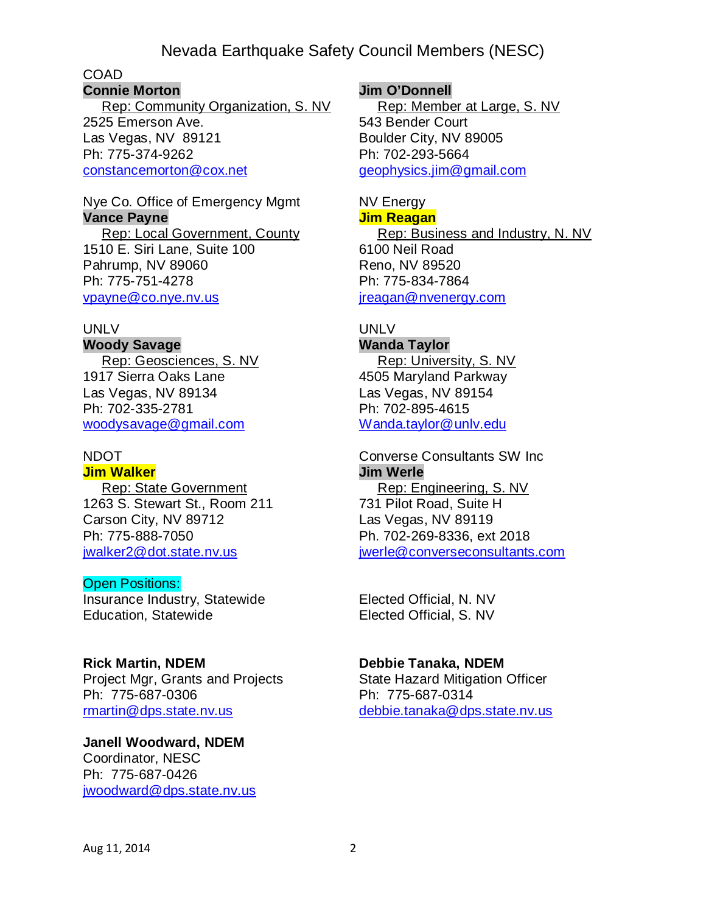# Nevada Earthquake Safety Council Members (NESC)

COAD
**Connie Morton**
Rep: Community Organization, S. NV
2525 Emerson Ave.
Las Vegas, NV 89121
Ph: 775-374-9262
constancemorton@cox.net

Nye Co. Office of Emergency Mgmt
**Vance Payne**
Rep: Local Government, County
1510 E. Siri Lane, Suite 100
Pahrump, NV 89060
Ph: 775-751-4278
vpayne@co.nye.nv.us

UNLV
**Woody Savage**
Rep: Geosciences, S. NV
1917 Sierra Oaks Lane
Las Vegas, NV 89134
Ph: 702-335-2781
woodysavage@gmail.com

NDOT
**Jim Walker**
Rep: State Government
1263 S. Stewart St., Room 211
Carson City, NV 89712
Ph: 775-888-7050
jwalker2@dot.state.nv.us

**Jim O'Donnell**
Rep: Member at Large, S. NV
543 Bender Court
Boulder City, NV 89005
Ph: 702-293-5664
geophysics.jim@gmail.com

NV Energy
**Jim Reagan**
Rep: Business and Industry, N. NV
6100 Neil Road
Reno, NV 89520
Ph: 775-834-7864
jreagan@nvenergy.com

UNLV
**Wanda Taylor**
Rep: University, S. NV
4505 Maryland Parkway
Las Vegas, NV 89154
Ph: 702-895-4615
Wanda.taylor@unlv.edu

Converse Consultants SW Inc
**Jim Werle**
Rep: Engineering, S. NV
731 Pilot Road, Suite H
Las Vegas, NV 89119
Ph. 702-269-8336, ext 2018
jwerle@converseconsultants.com

Open Positions:
Insurance Industry, Statewide
Education, Statewide
Elected Official, N. NV
Elected Official, S. NV

**Rick Martin, NDEM**
Project Mgr, Grants and Projects
Ph: 775-687-0306
rmartin@dps.state.nv.us

**Janell Woodward, NDEM**
Coordinator, NESC
Ph: 775-687-0426
jwoodward@dps.state.nv.us

**Debbie Tanaka, NDEM**
State Hazard Mitigation Officer
Ph: 775-687-0314
debbie.tanaka@dps.state.nv.us

Aug 11, 2014